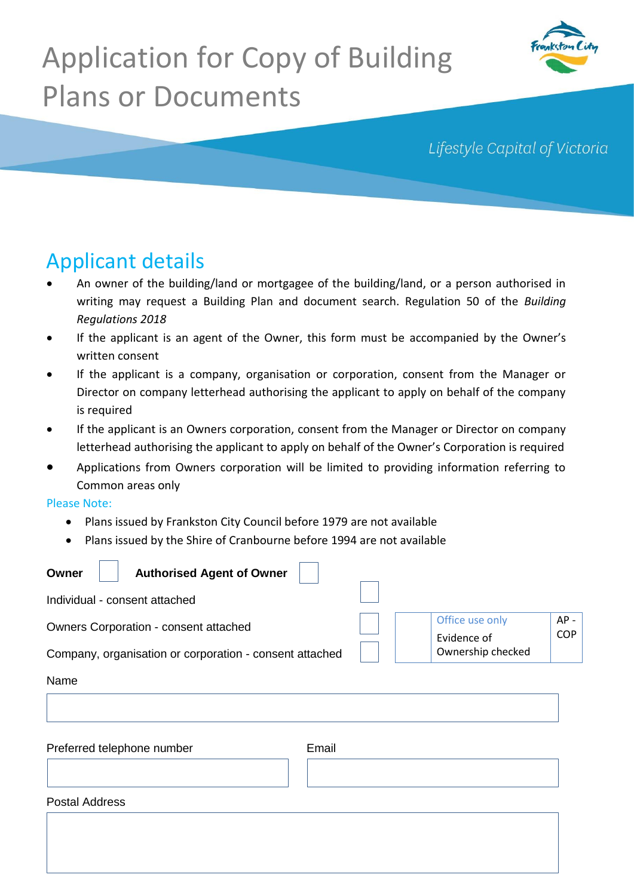# Application for Copy of Building Plans or Documents

*Lifestyle Capital of Victoria*

## Applicant details

- An owner of the building/land or mortgagee of the building/land, or a person authorised in writing may request a Building Plan and document search. Regulation 50 of the *Building Regulations 2018*
- If the applicant is an agent of the Owner, this form must be accompanied by the Owner's written consent
- If the applicant is a company, organisation or corporation, consent from the Manager or Director on company letterhead authorising the applicant to apply on behalf of the company is required
- If the applicant is an Owners corporation, consent from the Manager or Director on company letterhead authorising the applicant to apply on behalf of the Owner's Corporation is required
- Applications from Owners corporation will be limited to providing information referring to Common areas only

Please Note:

- Plans issued by Frankston City Council before 1979 are not available
- Plans issued by the Shire of Cranbourne before 1994 are not available

**Owner** ☐ **Authorised Agent of Owner** ☐

Individual - consent attached ☐

Owners Corporation - consent attached ☐

Company, organisation or corporation - consent attached ☐

| | Office use only<br>Evidence of Ownership checked | AP - COP |
|---|---|---|

Name

Preferred telephone number

Email

Postal Address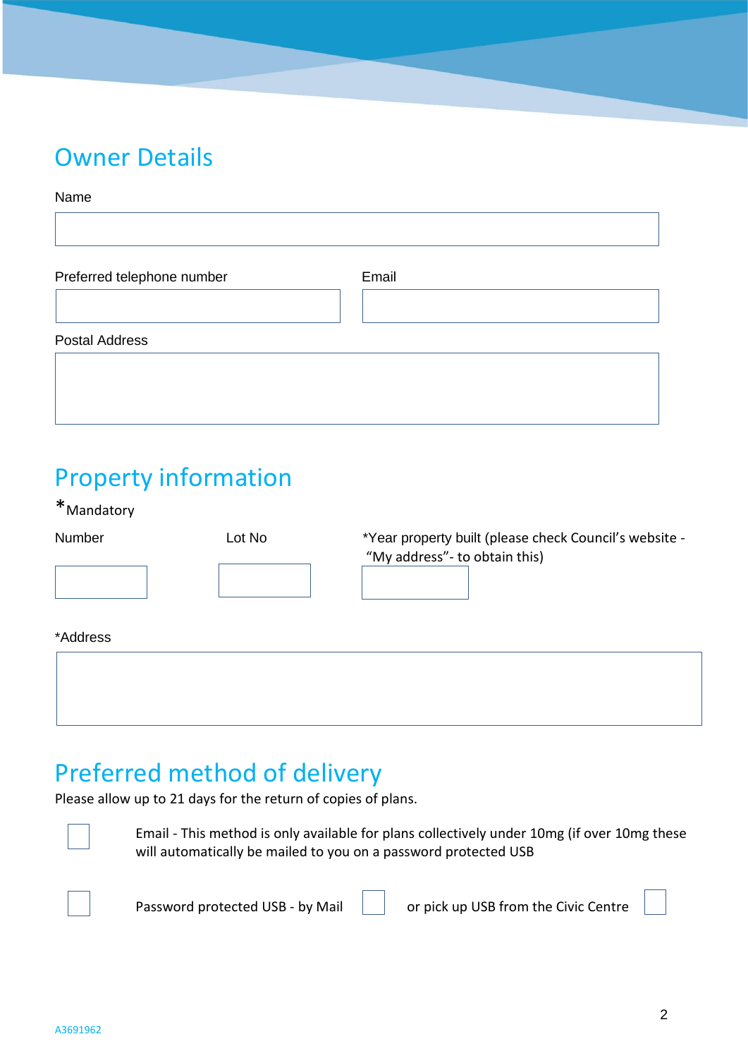## Owner Details

Name

Preferred telephone number

Email

Postal Address

## Property information

*Mandatory

Number

Lot No

*Year property built (please check Council's website - "My address"- to obtain this)

*Address

## Preferred method of delivery

Please allow up to 21 days for the return of copies of plans.

☐ Email - This method is only available for plans collectively under 10mg (if over 10mg these will automatically be mailed to you on a password protected USB

☐ Password protected USB - by Mail ☐ or pick up USB from the Civic Centre ☐

A3691962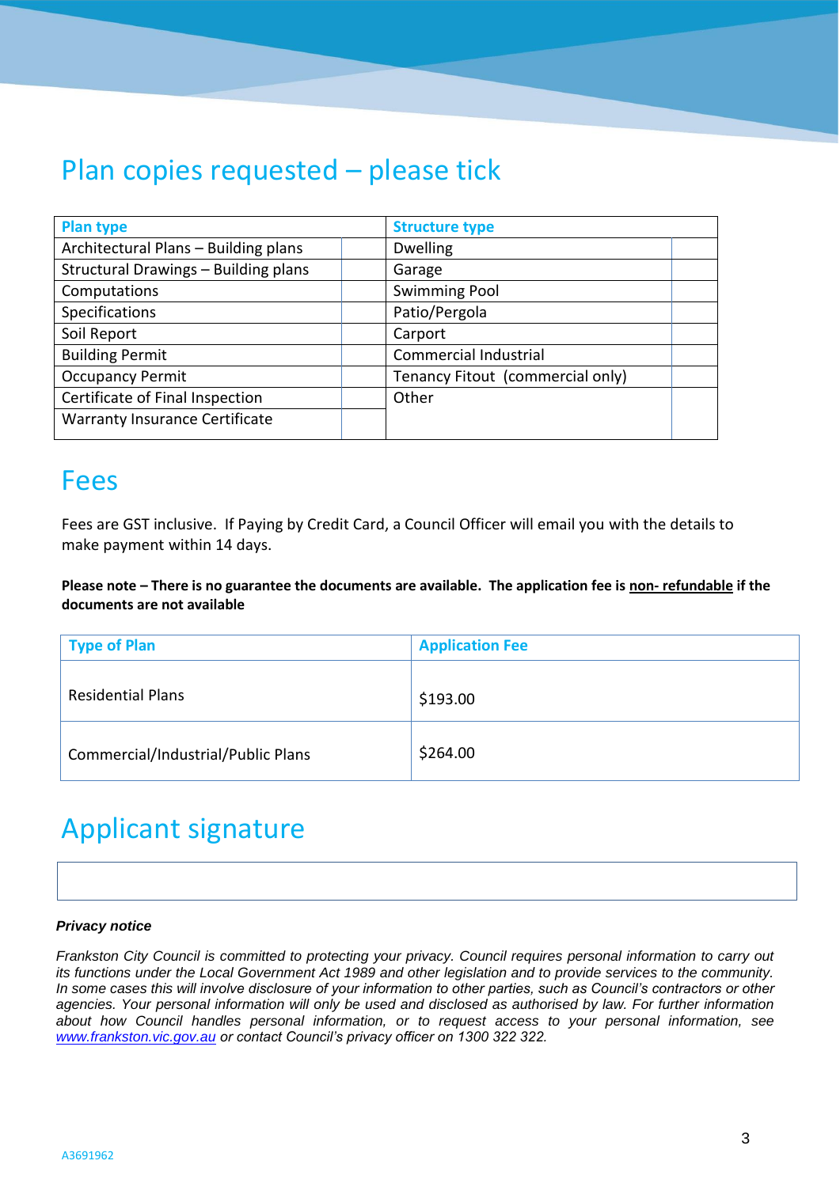## Plan copies requested – please tick

| Plan type | | Structure type | |
|---|---|---|---|
| Architectural Plans – Building plans | | Dwelling | |
| Structural Drawings – Building plans | | Garage | |
| Computations | | Swimming Pool | |
| Specifications | | Patio/Pergola | |
| Soil Report | | Carport | |
| Building Permit | | Commercial Industrial | |
| Occupancy Permit | | Tenancy Fitout (commercial only) | |
| Certificate of Final Inspection | | Other | |
| Warranty Insurance Certificate | | | |

## Fees

Fees are GST inclusive. If Paying by Credit Card, a Council Officer will email you with the details to make payment within 14 days.

**Please note – There is no guarantee the documents are available. The application fee is non- refundable if the documents are not available**

| Type of Plan | Application Fee |
|---|---|
| Residential Plans | $193.00 |
| Commercial/Industrial/Public Plans | $264.00 |

## Applicant signature

| |
|---|
| |

***Privacy notice***

*Frankston City Council is committed to protecting your privacy. Council requires personal information to carry out its functions under the Local Government Act 1989 and other legislation and to provide services to the community. In some cases this will involve disclosure of your information to other parties, such as Council's contractors or other agencies. Your personal information will only be used and disclosed as authorised by law. For further information about how Council handles personal information, or to request access to your personal information, see www.frankston.vic.gov.au or contact Council's privacy officer on 1300 322 322.*

A3691962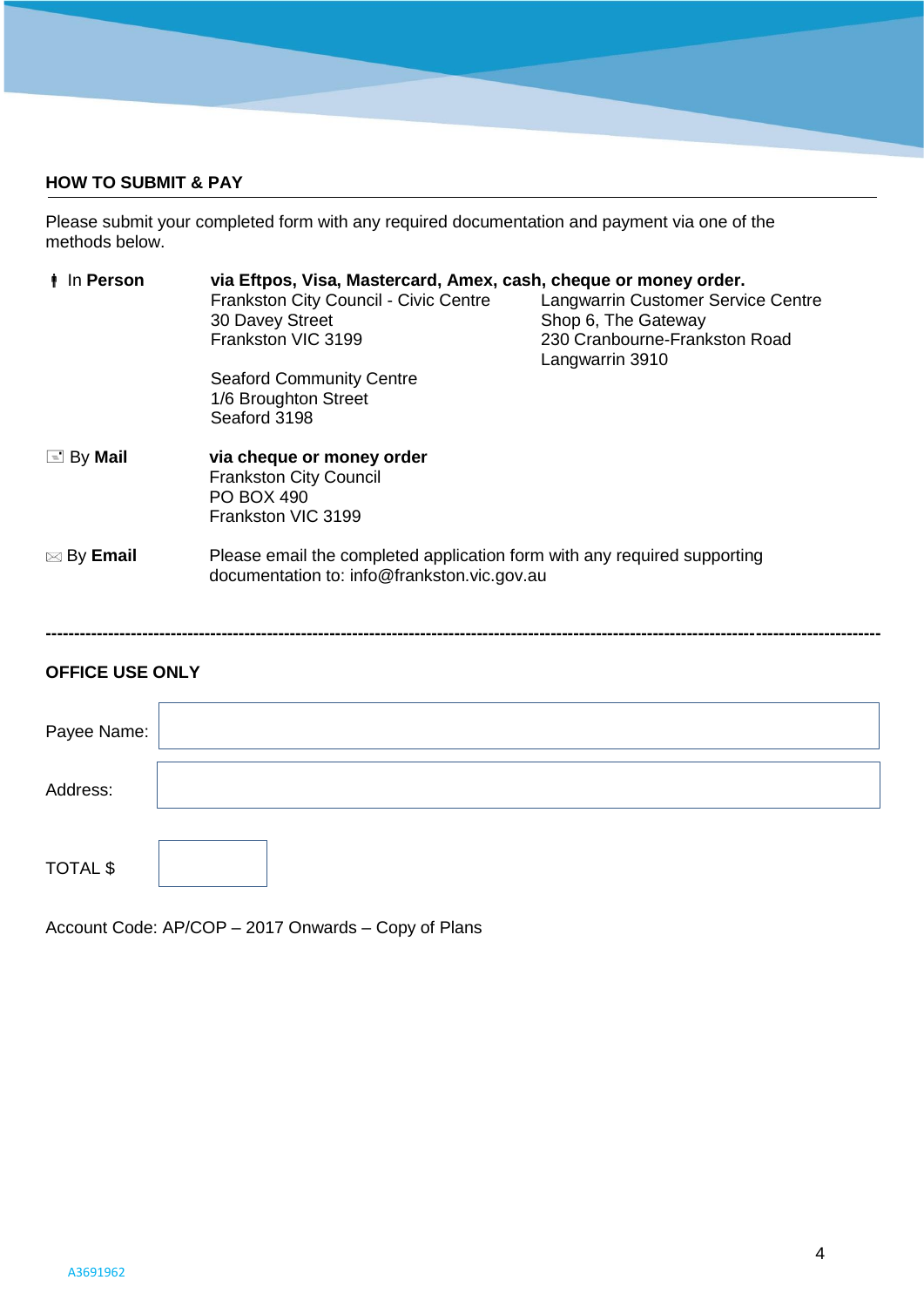## HOW TO SUBMIT & PAY

Please submit your completed form with any required documentation and payment via one of the methods below.

**In Person** — **via Eftpos, Visa, Mastercard, Amex, cash, cheque or money order.**

Frankston City Council - Civic Centre
30 Davey Street
Frankston VIC 3199

Langwarrin Customer Service Centre
Shop 6, The Gateway
230 Cranbourne-Frankston Road
Langwarrin 3910

Seaford Community Centre
1/6 Broughton Street
Seaford 3198

**By Mail** — **via cheque or money order**

Frankston City Council
PO BOX 490
Frankston VIC 3199

**By Email** — Please email the completed application form with any required supporting documentation to: info@frankston.vic.gov.au

---

## OFFICE USE ONLY

Payee Name:

Address:

TOTAL $

Account Code: AP/COP – 2017 Onwards – Copy of Plans

A3691962